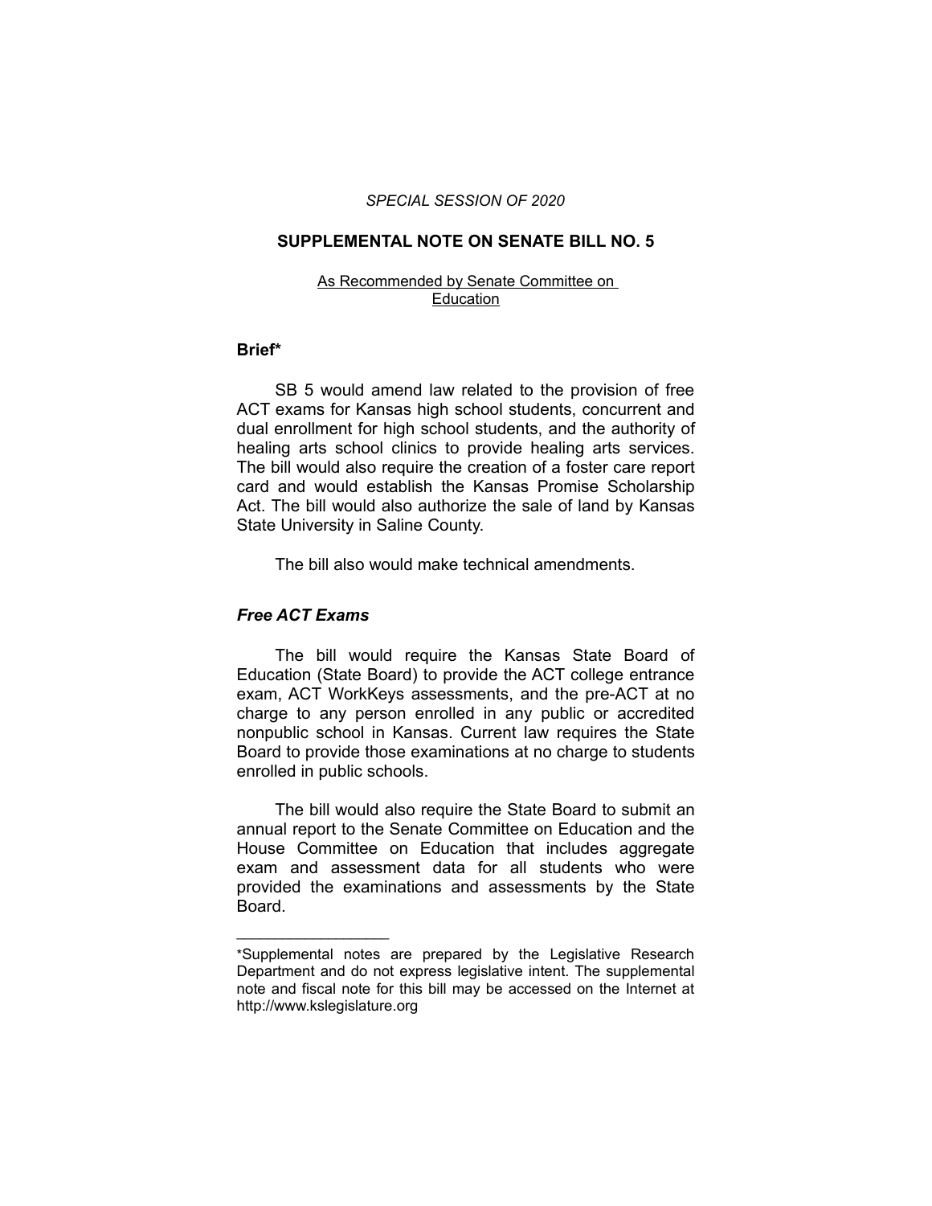*SPECIAL SESSION OF 2020*

**SUPPLEMENTAL NOTE ON SENATE BILL NO. 5**

As Recommended by Senate Committee on Education

**Brief***

SB 5 would amend law related to the provision of free ACT exams for Kansas high school students, concurrent and dual enrollment for high school students, and the authority of healing arts school clinics to provide healing arts services. The bill would also require the creation of a foster care report card and would establish the Kansas Promise Scholarship Act. The bill would also authorize the sale of land by Kansas State University in Saline County.

The bill also would make technical amendments.

***Free ACT Exams***

The bill would require the Kansas State Board of Education (State Board) to provide the ACT college entrance exam, ACT WorkKeys assessments, and the pre-ACT at no charge to any person enrolled in any public or accredited nonpublic school in Kansas. Current law requires the State Board to provide those examinations at no charge to students enrolled in public schools.

The bill would also require the State Board to submit an annual report to the Senate Committee on Education and the House Committee on Education that includes aggregate exam and assessment data for all students who were provided the examinations and assessments by the State Board.

---

*Supplemental notes are prepared by the Legislative Research Department and do not express legislative intent. The supplemental note and fiscal note for this bill may be accessed on the Internet at http://www.kslegislature.org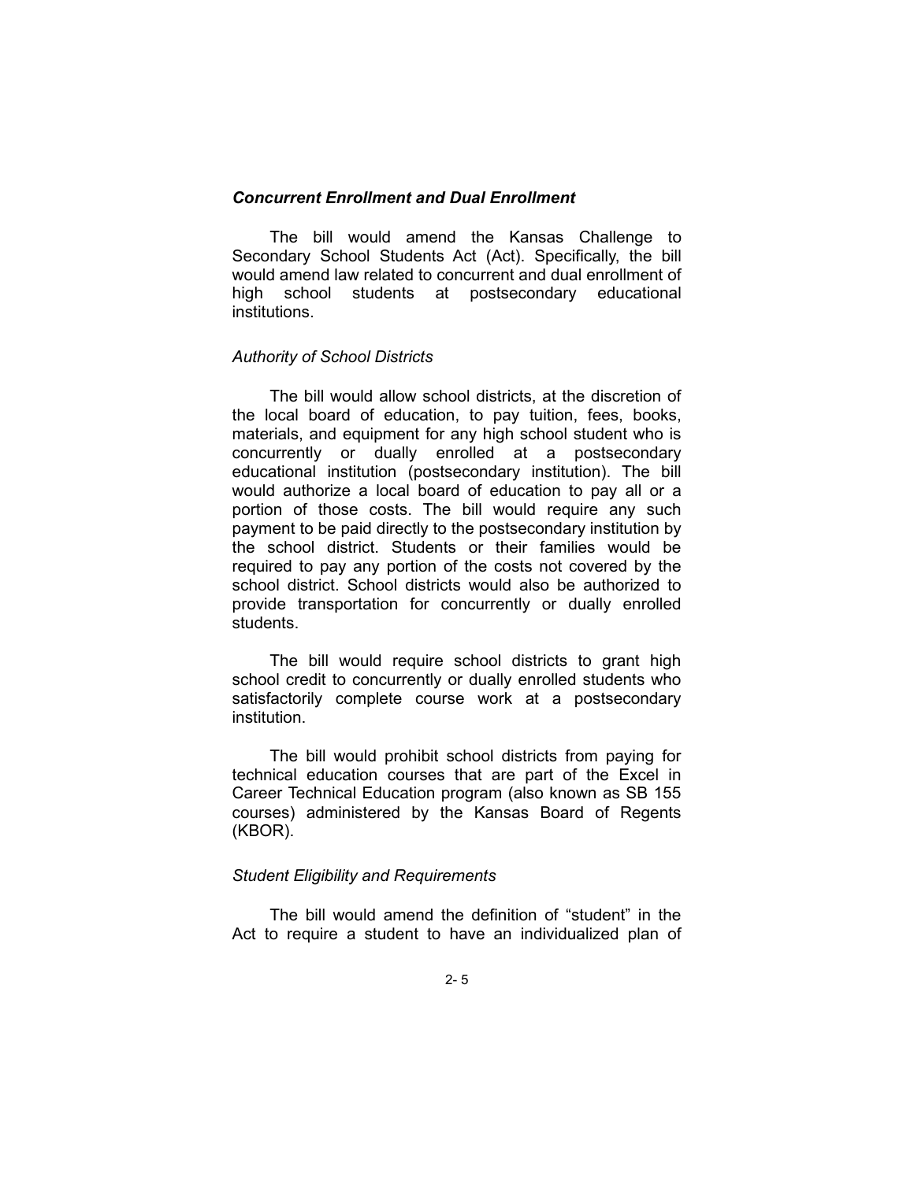### *Concurrent Enrollment and Dual Enrollment*

The bill would amend the Kansas Challenge to Secondary School Students Act (Act). Specifically, the bill would amend law related to concurrent and dual enrollment of high school students at postsecondary educational institutions.

#### *Authority of School Districts*

The bill would allow school districts, at the discretion of the local board of education, to pay tuition, fees, books, materials, and equipment for any high school student who is concurrently or dually enrolled at a postsecondary educational institution (postsecondary institution). The bill would authorize a local board of education to pay all or a portion of those costs. The bill would require any such payment to be paid directly to the postsecondary institution by the school district. Students or their families would be required to pay any portion of the costs not covered by the school district. School districts would also be authorized to provide transportation for concurrently or dually enrolled students.

The bill would require school districts to grant high school credit to concurrently or dually enrolled students who satisfactorily complete course work at a postsecondary institution.

The bill would prohibit school districts from paying for technical education courses that are part of the Excel in Career Technical Education program (also known as SB 155 courses) administered by the Kansas Board of Regents (KBOR).

#### *Student Eligibility and Requirements*

The bill would amend the definition of "student" in the Act to require a student to have an individualized plan of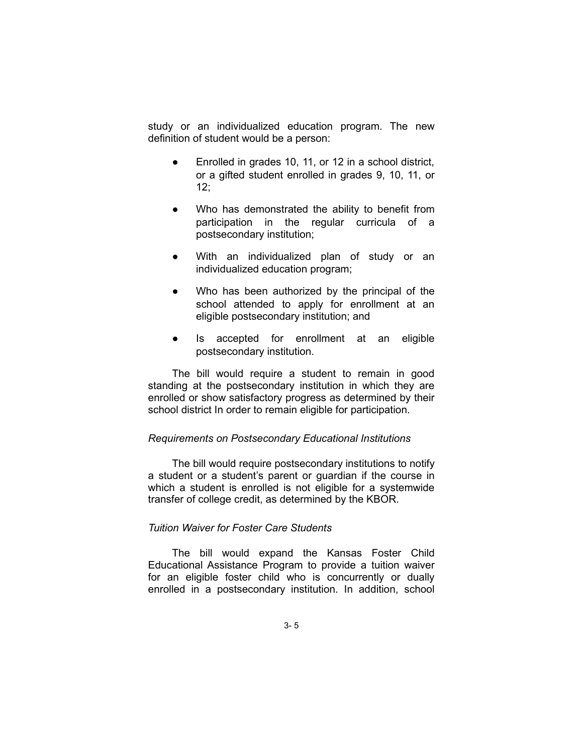study or an individualized education program. The new definition of student would be a person:

- Enrolled in grades 10, 11, or 12 in a school district, or a gifted student enrolled in grades 9, 10, 11, or 12;
- Who has demonstrated the ability to benefit from participation in the regular curricula of a postsecondary institution;
- With an individualized plan of study or an individualized education program;
- Who has been authorized by the principal of the school attended to apply for enrollment at an eligible postsecondary institution; and
- Is accepted for enrollment at an eligible postsecondary institution.

The bill would require a student to remain in good standing at the postsecondary institution in which they are enrolled or show satisfactory progress as determined by their school district In order to remain eligible for participation.

*Requirements on Postsecondary Educational Institutions*

The bill would require postsecondary institutions to notify a student or a student's parent or guardian if the course in which a student is enrolled is not eligible for a systemwide transfer of college credit, as determined by the KBOR.

*Tuition Waiver for Foster Care Students*

The bill would expand the Kansas Foster Child Educational Assistance Program to provide a tuition waiver for an eligible foster child who is concurrently or dually enrolled in a postsecondary institution. In addition, school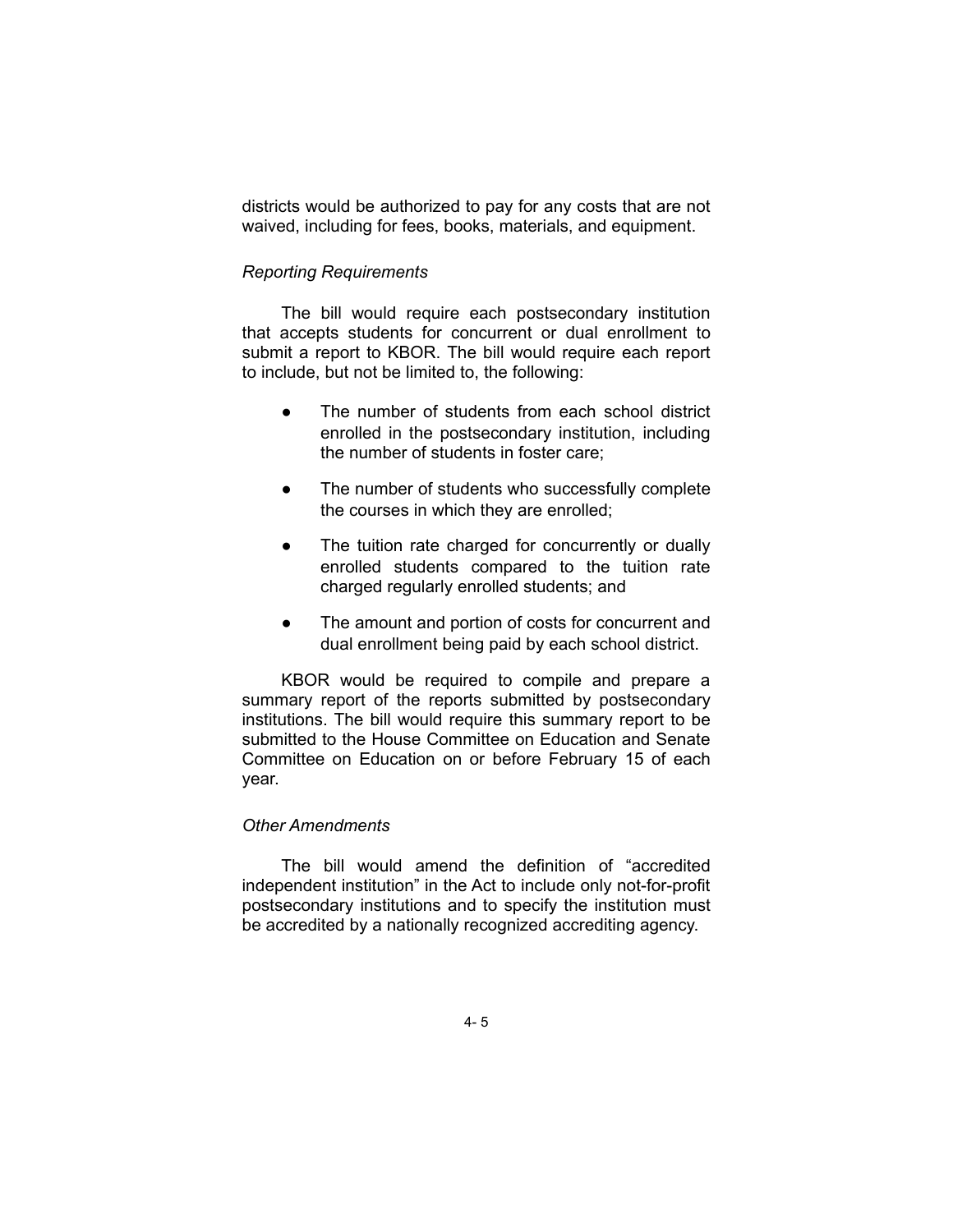districts would be authorized to pay for any costs that are not waived, including for fees, books, materials, and equipment.

*Reporting Requirements*

The bill would require each postsecondary institution that accepts students for concurrent or dual enrollment to submit a report to KBOR. The bill would require each report to include, but not be limited to, the following:

- The number of students from each school district enrolled in the postsecondary institution, including the number of students in foster care;
- The number of students who successfully complete the courses in which they are enrolled;
- The tuition rate charged for concurrently or dually enrolled students compared to the tuition rate charged regularly enrolled students; and
- The amount and portion of costs for concurrent and dual enrollment being paid by each school district.

KBOR would be required to compile and prepare a summary report of the reports submitted by postsecondary institutions. The bill would require this summary report to be submitted to the House Committee on Education and Senate Committee on Education on or before February 15 of each year.

*Other Amendments*

The bill would amend the definition of "accredited independent institution" in the Act to include only not-for-profit postsecondary institutions and to specify the institution must be accredited by a nationally recognized accrediting agency.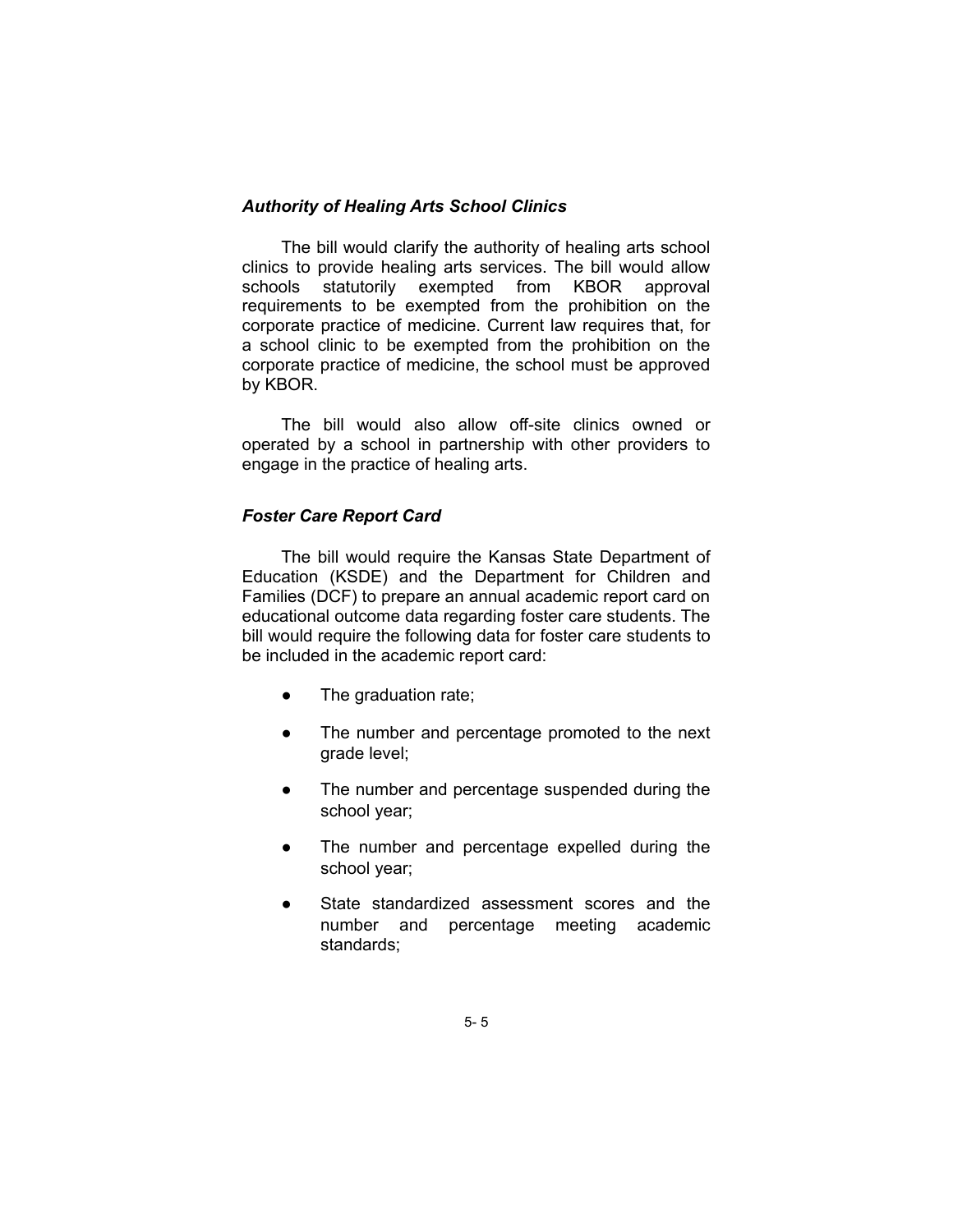### *Authority of Healing Arts School Clinics*

The bill would clarify the authority of healing arts school clinics to provide healing arts services. The bill would allow schools statutorily exempted from KBOR approval requirements to be exempted from the prohibition on the corporate practice of medicine. Current law requires that, for a school clinic to be exempted from the prohibition on the corporate practice of medicine, the school must be approved by KBOR.

The bill would also allow off-site clinics owned or operated by a school in partnership with other providers to engage in the practice of healing arts.

### *Foster Care Report Card*

The bill would require the Kansas State Department of Education (KSDE) and the Department for Children and Families (DCF) to prepare an annual academic report card on educational outcome data regarding foster care students. The bill would require the following data for foster care students to be included in the academic report card:

- The graduation rate;
- The number and percentage promoted to the next grade level;
- The number and percentage suspended during the school year;
- The number and percentage expelled during the school year;
- State standardized assessment scores and the number and percentage meeting academic standards;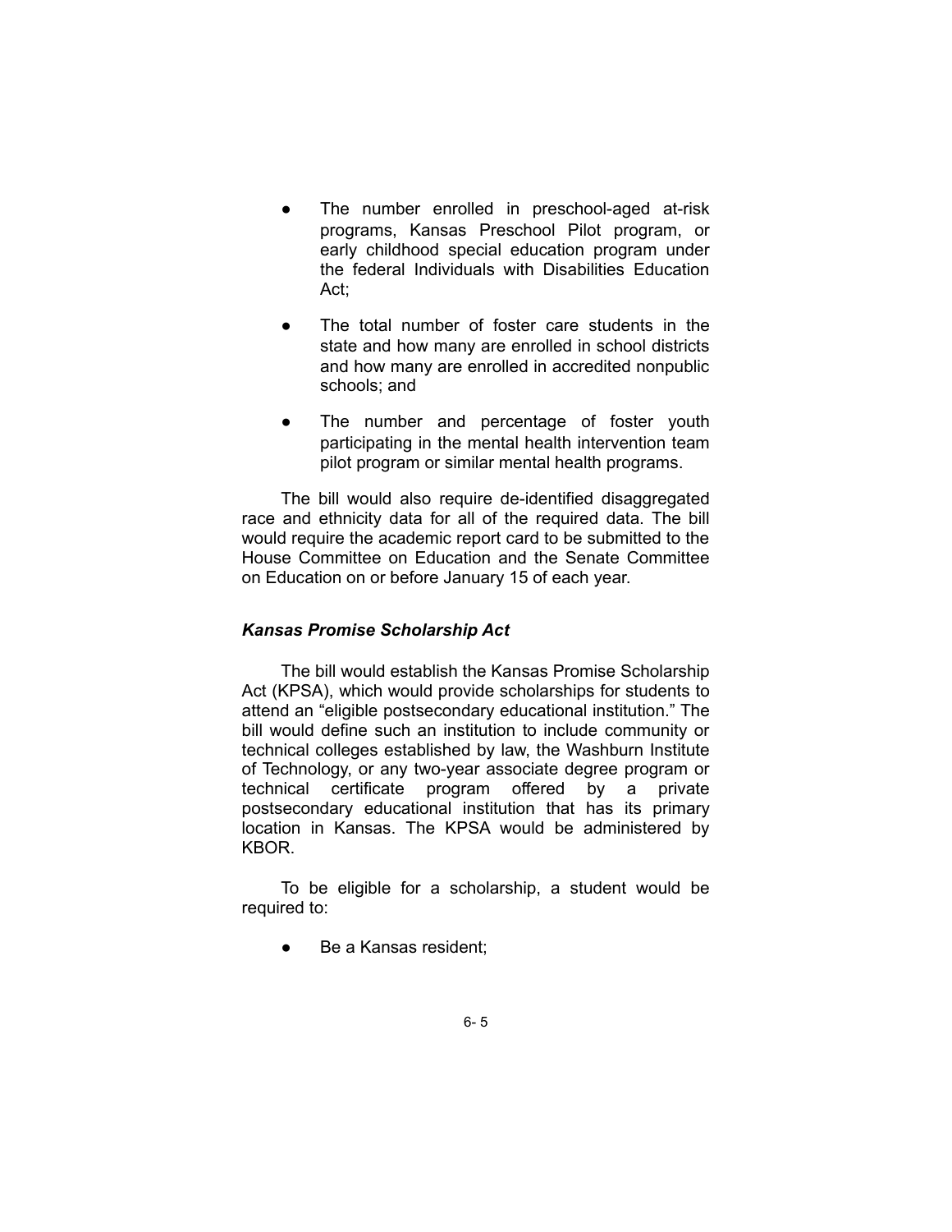- The number enrolled in preschool-aged at-risk programs, Kansas Preschool Pilot program, or early childhood special education program under the federal Individuals with Disabilities Education Act;
- The total number of foster care students in the state and how many are enrolled in school districts and how many are enrolled in accredited nonpublic schools; and
- The number and percentage of foster youth participating in the mental health intervention team pilot program or similar mental health programs.

The bill would also require de-identified disaggregated race and ethnicity data for all of the required data. The bill would require the academic report card to be submitted to the House Committee on Education and the Senate Committee on Education on or before January 15 of each year.

### *Kansas Promise Scholarship Act*

The bill would establish the Kansas Promise Scholarship Act (KPSA), which would provide scholarships for students to attend an "eligible postsecondary educational institution." The bill would define such an institution to include community or technical colleges established by law, the Washburn Institute of Technology, or any two-year associate degree program or technical certificate program offered by a private postsecondary educational institution that has its primary location in Kansas. The KPSA would be administered by KBOR.

To be eligible for a scholarship, a student would be required to:

- Be a Kansas resident;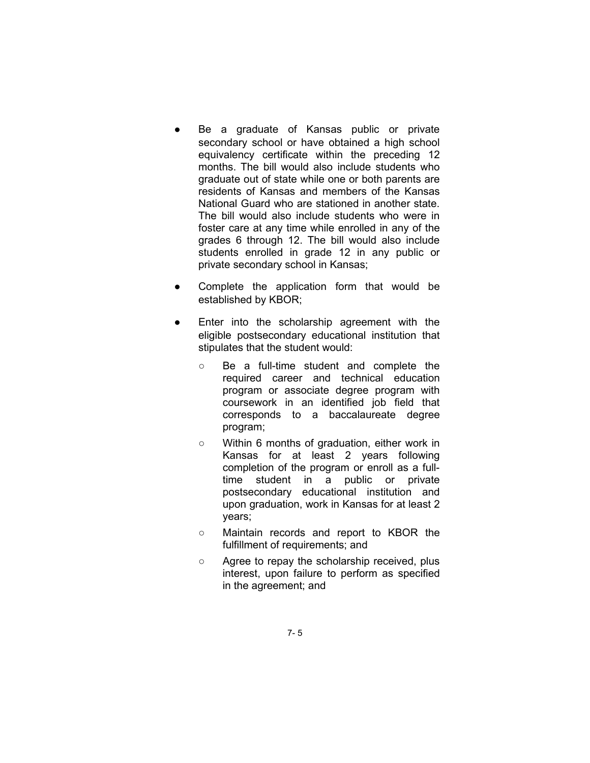- Be a graduate of Kansas public or private secondary school or have obtained a high school equivalency certificate within the preceding 12 months. The bill would also include students who graduate out of state while one or both parents are residents of Kansas and members of the Kansas National Guard who are stationed in another state. The bill would also include students who were in foster care at any time while enrolled in any of the grades 6 through 12. The bill would also include students enrolled in grade 12 in any public or private secondary school in Kansas;
- Complete the application form that would be established by KBOR;
- Enter into the scholarship agreement with the eligible postsecondary educational institution that stipulates that the student would:
  - Be a full-time student and complete the required career and technical education program or associate degree program with coursework in an identified job field that corresponds to a baccalaureate degree program;
  - Within 6 months of graduation, either work in Kansas for at least 2 years following completion of the program or enroll as a full-time student in a public or private postsecondary educational institution and upon graduation, work in Kansas for at least 2 years;
  - Maintain records and report to KBOR the fulfillment of requirements; and
  - Agree to repay the scholarship received, plus interest, upon failure to perform as specified in the agreement; and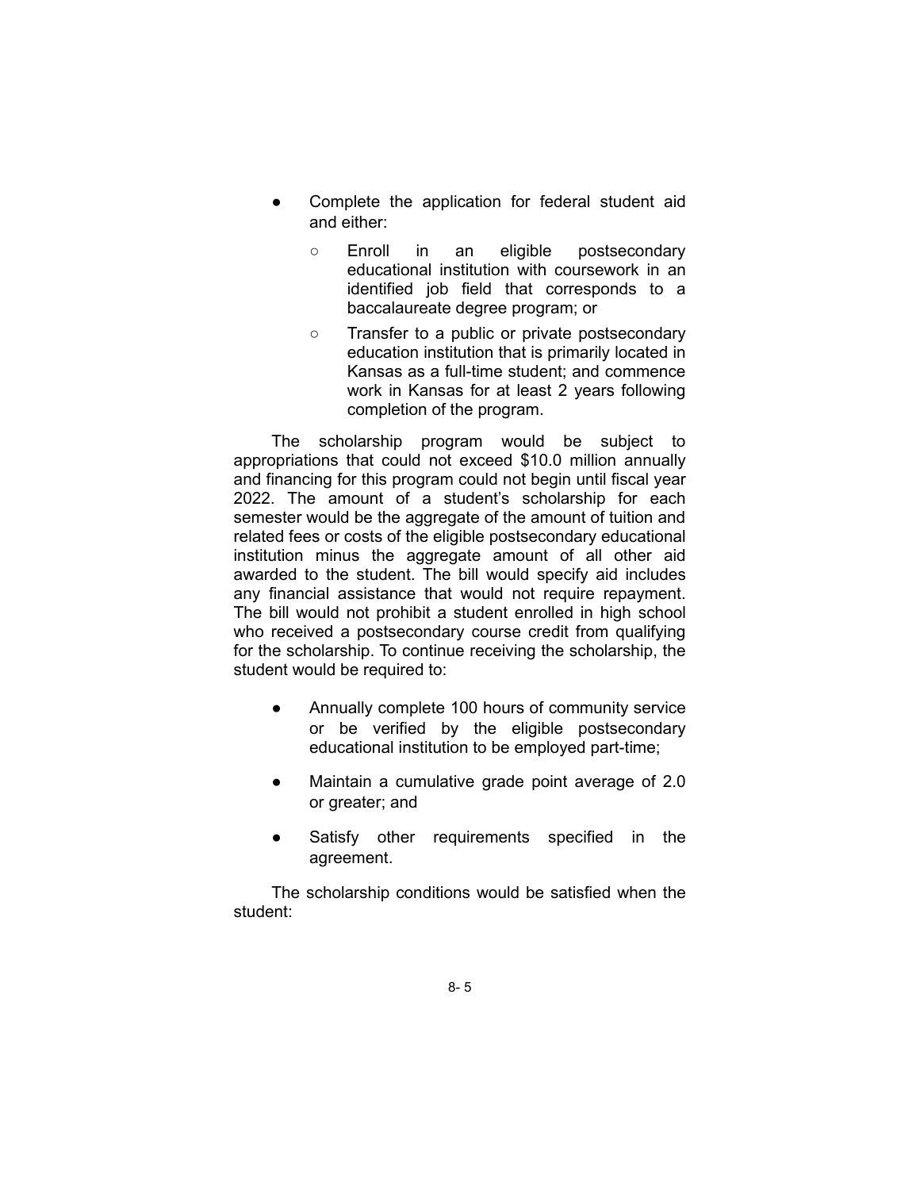- Complete the application for federal student aid and either:
  - Enroll in an eligible postsecondary educational institution with coursework in an identified job field that corresponds to a baccalaureate degree program; or
  - Transfer to a public or private postsecondary education institution that is primarily located in Kansas as a full-time student; and commence work in Kansas for at least 2 years following completion of the program.

The scholarship program would be subject to appropriations that could not exceed $10.0 million annually and financing for this program could not begin until fiscal year 2022. The amount of a student's scholarship for each semester would be the aggregate of the amount of tuition and related fees or costs of the eligible postsecondary educational institution minus the aggregate amount of all other aid awarded to the student. The bill would specify aid includes any financial assistance that would not require repayment. The bill would not prohibit a student enrolled in high school who received a postsecondary course credit from qualifying for the scholarship. To continue receiving the scholarship, the student would be required to:

- Annually complete 100 hours of community service or be verified by the eligible postsecondary educational institution to be employed part-time;
- Maintain a cumulative grade point average of 2.0 or greater; and
- Satisfy other requirements specified in the agreement.

The scholarship conditions would be satisfied when the student: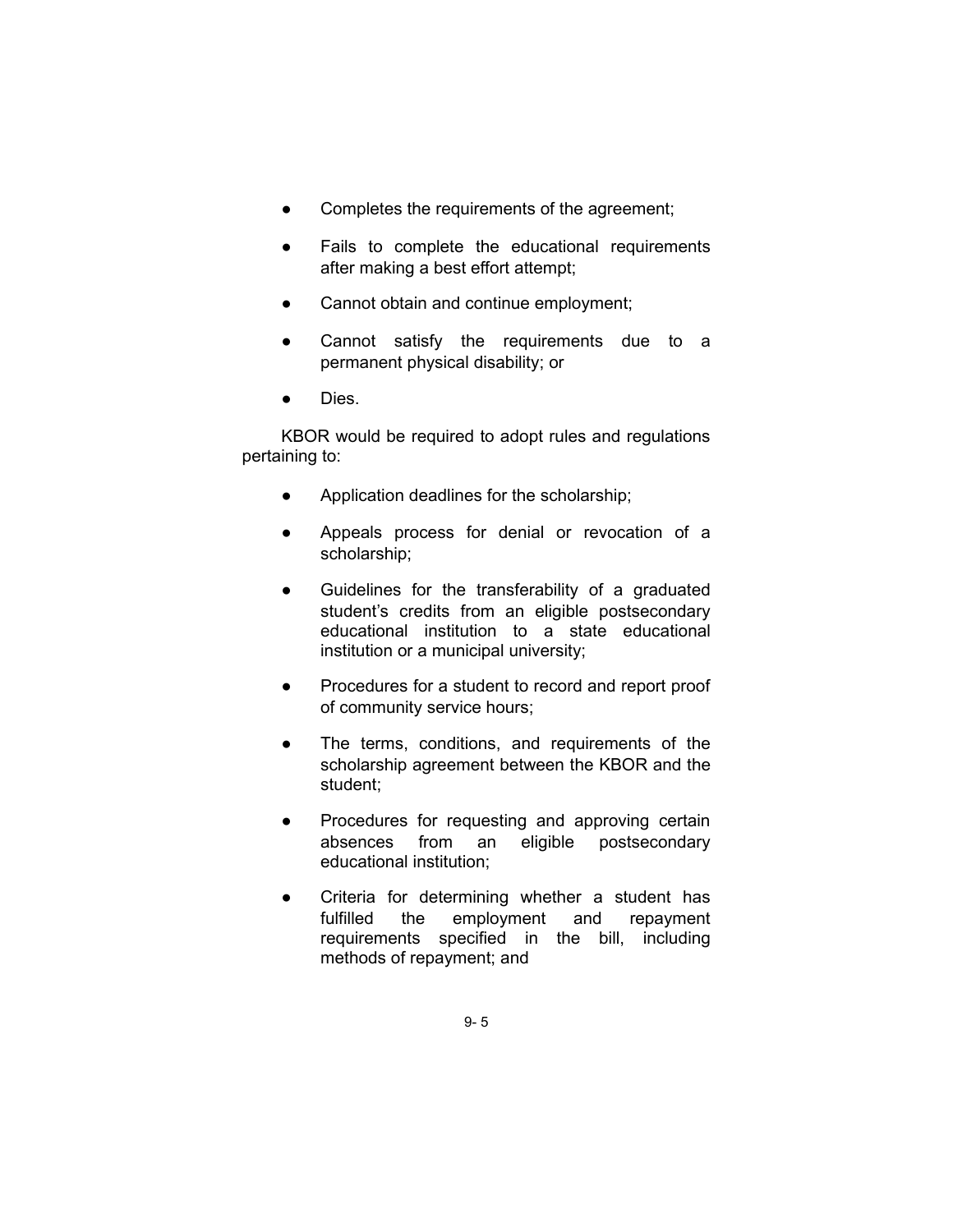- Completes the requirements of the agreement;
- Fails to complete the educational requirements after making a best effort attempt;
- Cannot obtain and continue employment;
- Cannot satisfy the requirements due to a permanent physical disability; or
- Dies.

KBOR would be required to adopt rules and regulations pertaining to:

- Application deadlines for the scholarship;
- Appeals process for denial or revocation of a scholarship;
- Guidelines for the transferability of a graduated student's credits from an eligible postsecondary educational institution to a state educational institution or a municipal university;
- Procedures for a student to record and report proof of community service hours;
- The terms, conditions, and requirements of the scholarship agreement between the KBOR and the student;
- Procedures for requesting and approving certain absences from an eligible postsecondary educational institution;
- Criteria for determining whether a student has fulfilled the employment and repayment requirements specified in the bill, including methods of repayment; and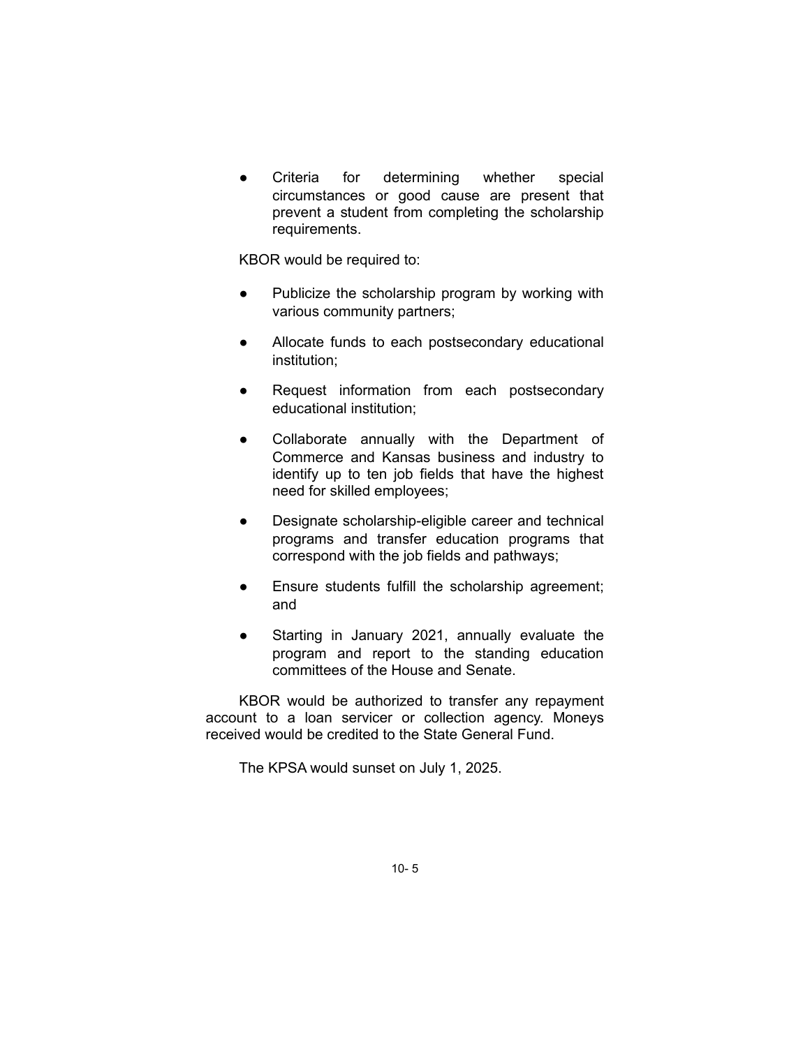- Criteria for determining whether special circumstances or good cause are present that prevent a student from completing the scholarship requirements.

KBOR would be required to:

- Publicize the scholarship program by working with various community partners;
- Allocate funds to each postsecondary educational institution;
- Request information from each postsecondary educational institution;
- Collaborate annually with the Department of Commerce and Kansas business and industry to identify up to ten job fields that have the highest need for skilled employees;
- Designate scholarship-eligible career and technical programs and transfer education programs that correspond with the job fields and pathways;
- Ensure students fulfill the scholarship agreement; and
- Starting in January 2021, annually evaluate the program and report to the standing education committees of the House and Senate.

KBOR would be authorized to transfer any repayment account to a loan servicer or collection agency. Moneys received would be credited to the State General Fund.

The KPSA would sunset on July 1, 2025.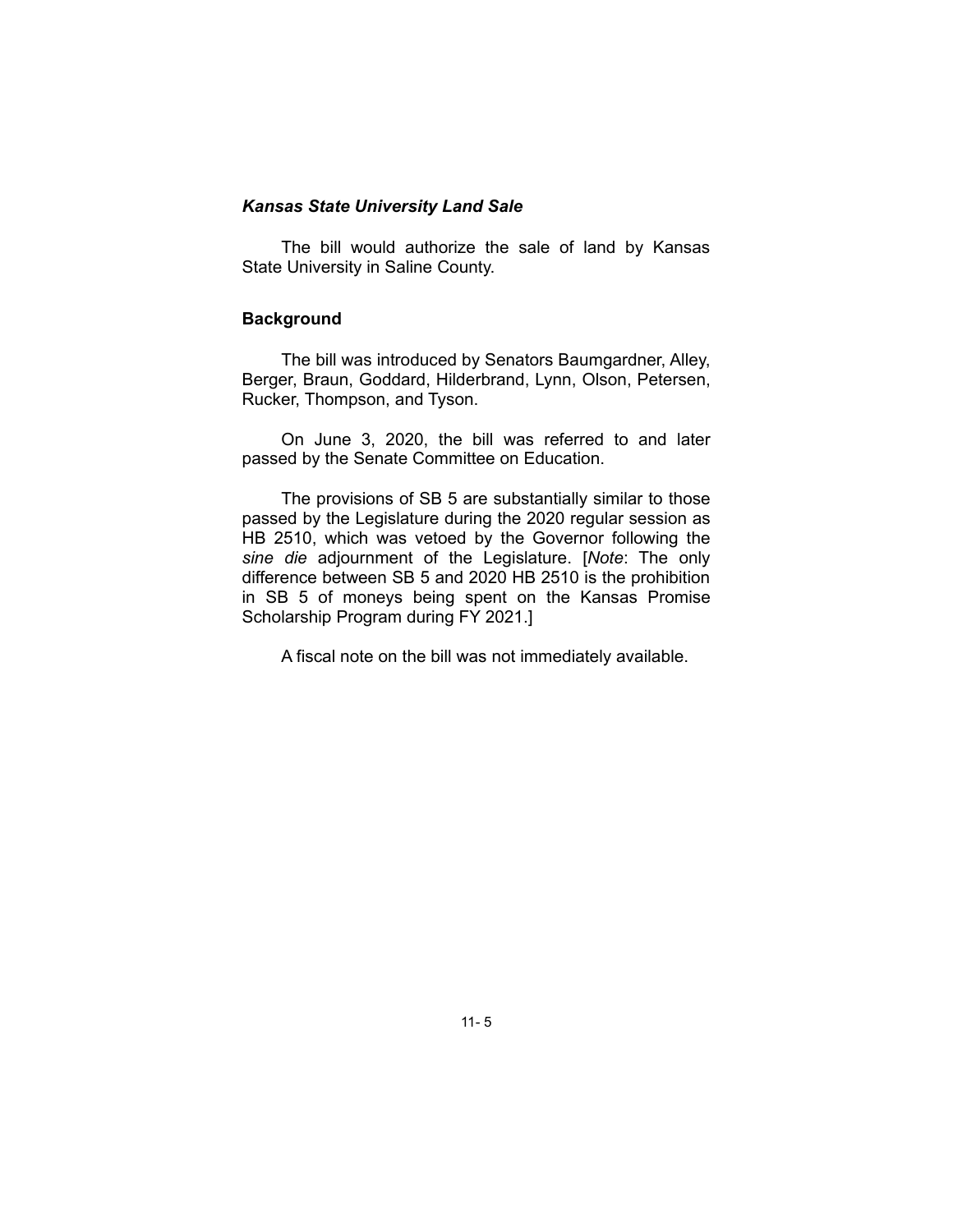### *Kansas State University Land Sale*

The bill would authorize the sale of land by Kansas State University in Saline County.

## Background

The bill was introduced by Senators Baumgardner, Alley, Berger, Braun, Goddard, Hilderbrand, Lynn, Olson, Petersen, Rucker, Thompson, and Tyson.

On June 3, 2020, the bill was referred to and later passed by the Senate Committee on Education.

The provisions of SB 5 are substantially similar to those passed by the Legislature during the 2020 regular session as HB 2510, which was vetoed by the Governor following the *sine die* adjournment of the Legislature. [*Note*: The only difference between SB 5 and 2020 HB 2510 is the prohibition in SB 5 of moneys being spent on the Kansas Promise Scholarship Program during FY 2021.]

A fiscal note on the bill was not immediately available.